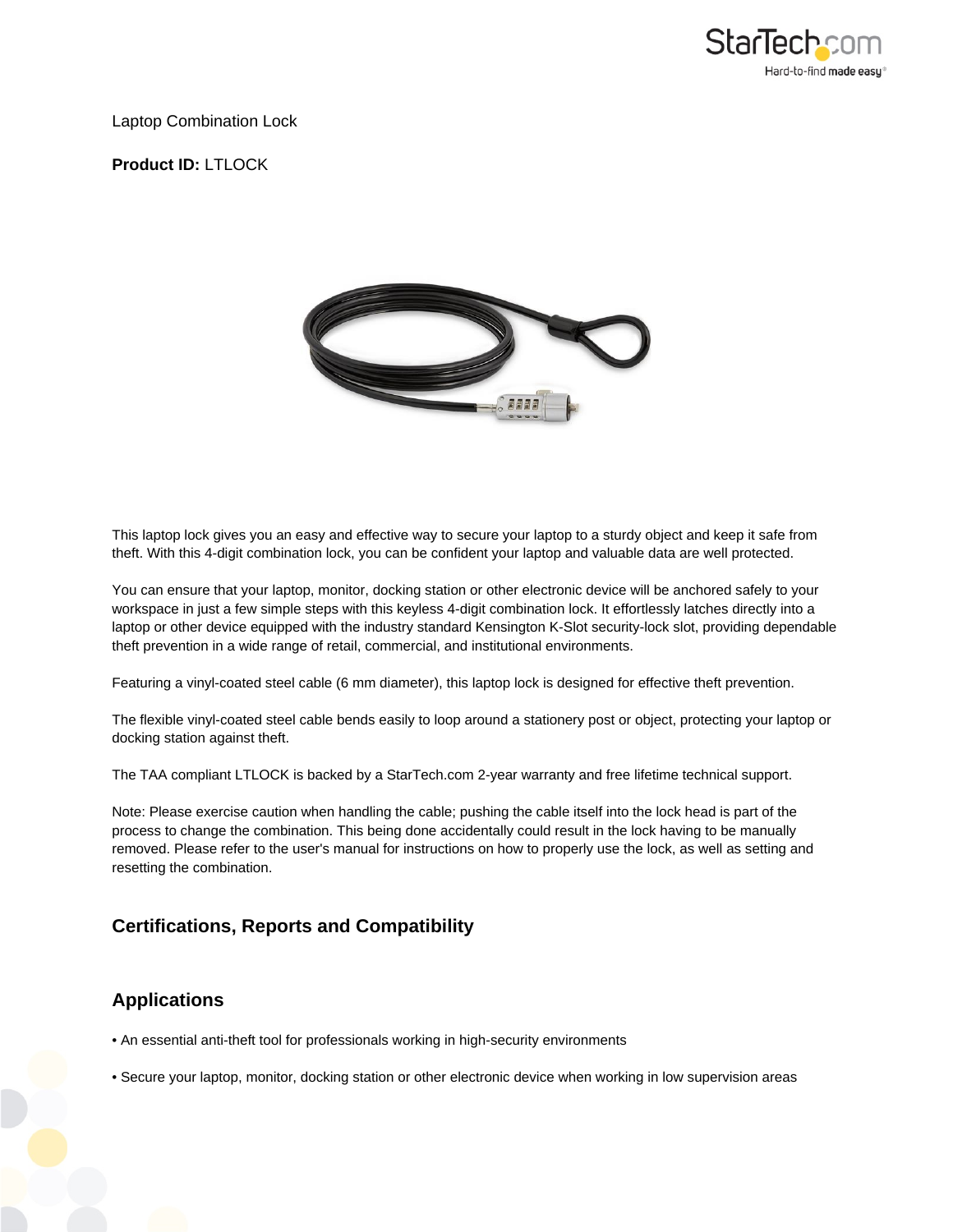Laptop Combination Lock

**Product ID:** LTLOCK

This laptop lock gives you an easy and effective way to secure your laptop to a sturdy object and keep it safe from theft. With this 4-digit combination lock, you can be confident your laptop and valuable data are well protected.

You can ensure that your laptop, monitor, docking station or other electronic device will be anchored safely to your workspace in just a few simple steps with this keyless 4-digit combination lock. It effortlessly latches directly into a laptop or other device equipped with the industry standard Kensington K-Slot security-lock slot, providing dependable theft prevention in a wide range of retail, commercial, and institutional environments.

Featuring a vinyl-coated steel cable (6 mm diameter), this laptop lock is designed for effective theft prevention.

The flexible vinyl-coated steel cable bends easily to loop around a stationery post or object, protecting your laptop or docking station against theft.

The TAA compliant LTLOCK is backed by a StarTech.com 2-year warranty and free lifetime technical support.

Note: Please exercise caution when handling the cable; pushing the cable itself into the lock head is part of the process to change the combination. This being done accidentally could result in the lock having to be manually removed. Please refer to the user's manual for instructions on how to properly use the lock, as well as setting and resetting the combination.

## Certifications, Reports and Compatibility

## Applications

- An essential anti-theft tool for professionals working in high-security environments
- Secure your laptop, monitor, docking station or other electronic device when working in low supervision areas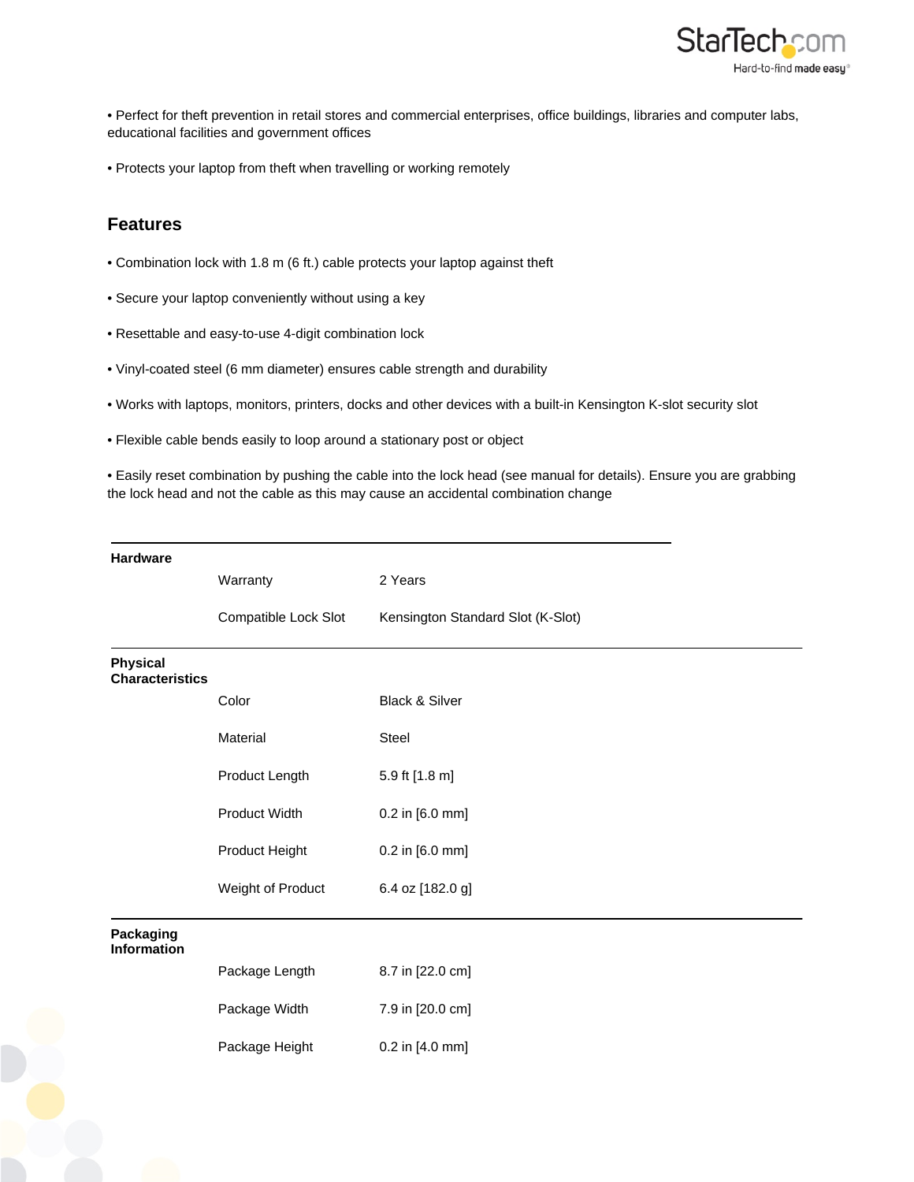- Perfect for theft prevention in retail stores and commercial enterprises, office buildings, libraries and computer labs, educational facilities and government offices
- Protects your laptop from theft when travelling or working remotely

## Features

- Combination lock with 1.8 m (6 ft.) cable protects your laptop against theft
- Secure your laptop conveniently without using a key
- Resettable and easy-to-use 4-digit combination lock
- Vinyl-coated steel (6 mm diameter) ensures cable strength and durability
- Works with laptops, monitors, printers, docks and other devices with a built-in Kensington K-slot security slot
- Flexible cable bends easily to loop around a stationary post or object
- Easily reset combination by pushing the cable into the lock head (see manual for details). Ensure you are grabbing the lock head and not the cable as this may cause an accidental combination change

| | | |
|---|---|---|
| **Hardware** | Warranty | 2 Years |
| | Compatible Lock Slot | Kensington Standard Slot (K-Slot) |
| **Physical Characteristics** | Color | Black & Silver |
| | Material | Steel |
| | Product Length | 5.9 ft [1.8 m] |
| | Product Width | 0.2 in [6.0 mm] |
| | Product Height | 0.2 in [6.0 mm] |
| | Weight of Product | 6.4 oz [182.0 g] |
| **Packaging Information** | Package Length | 8.7 in [22.0 cm] |
| | Package Width | 7.9 in [20.0 cm] |
| | Package Height | 0.2 in [4.0 mm] |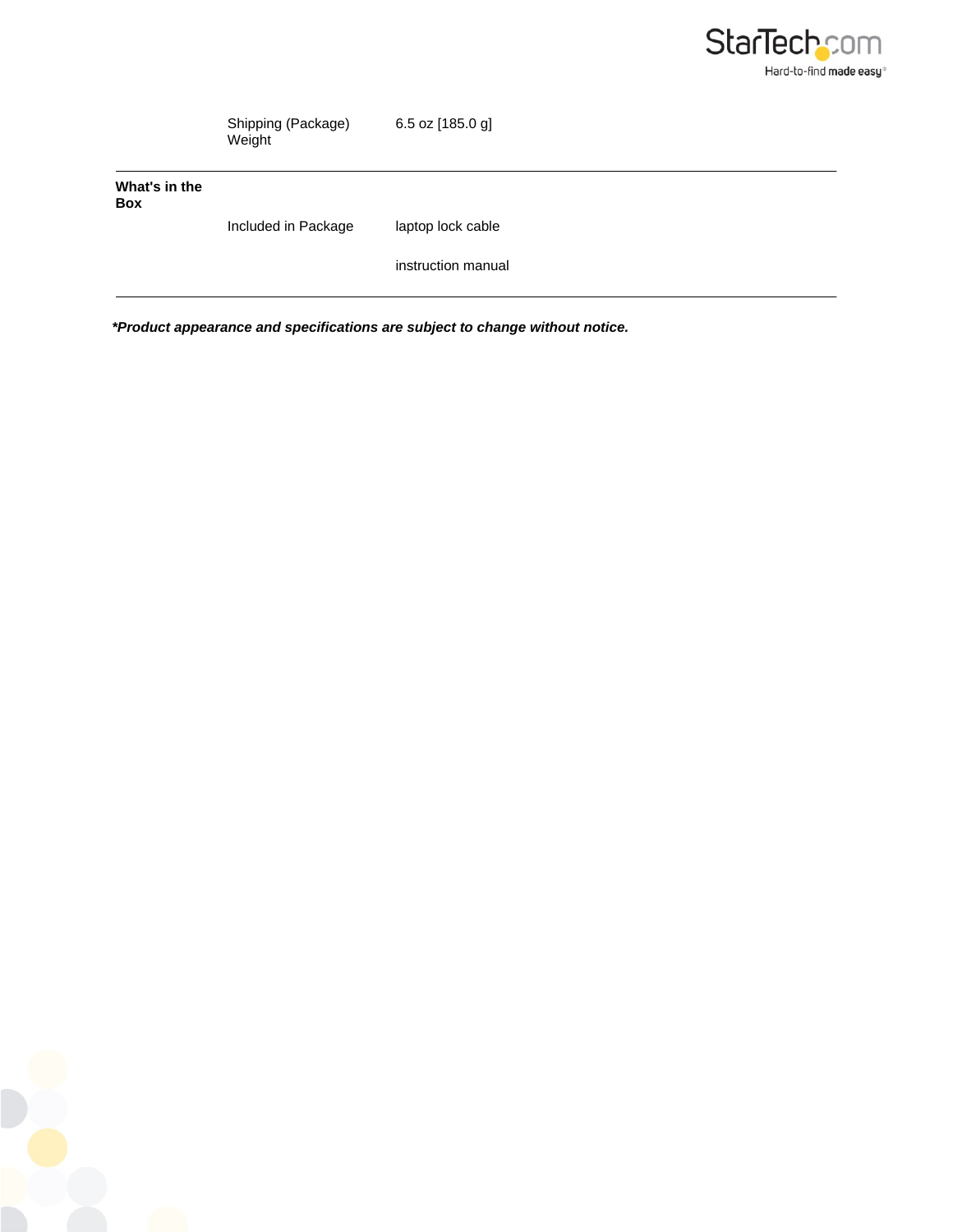| | | |
|---|---|---|
| | Shipping (Package) Weight | 6.5 oz [185.0 g] |
| **What's in the Box** | | |
| | Included in Package | laptop lock cable |
| | | instruction manual |

***Product appearance and specifications are subject to change without notice.***